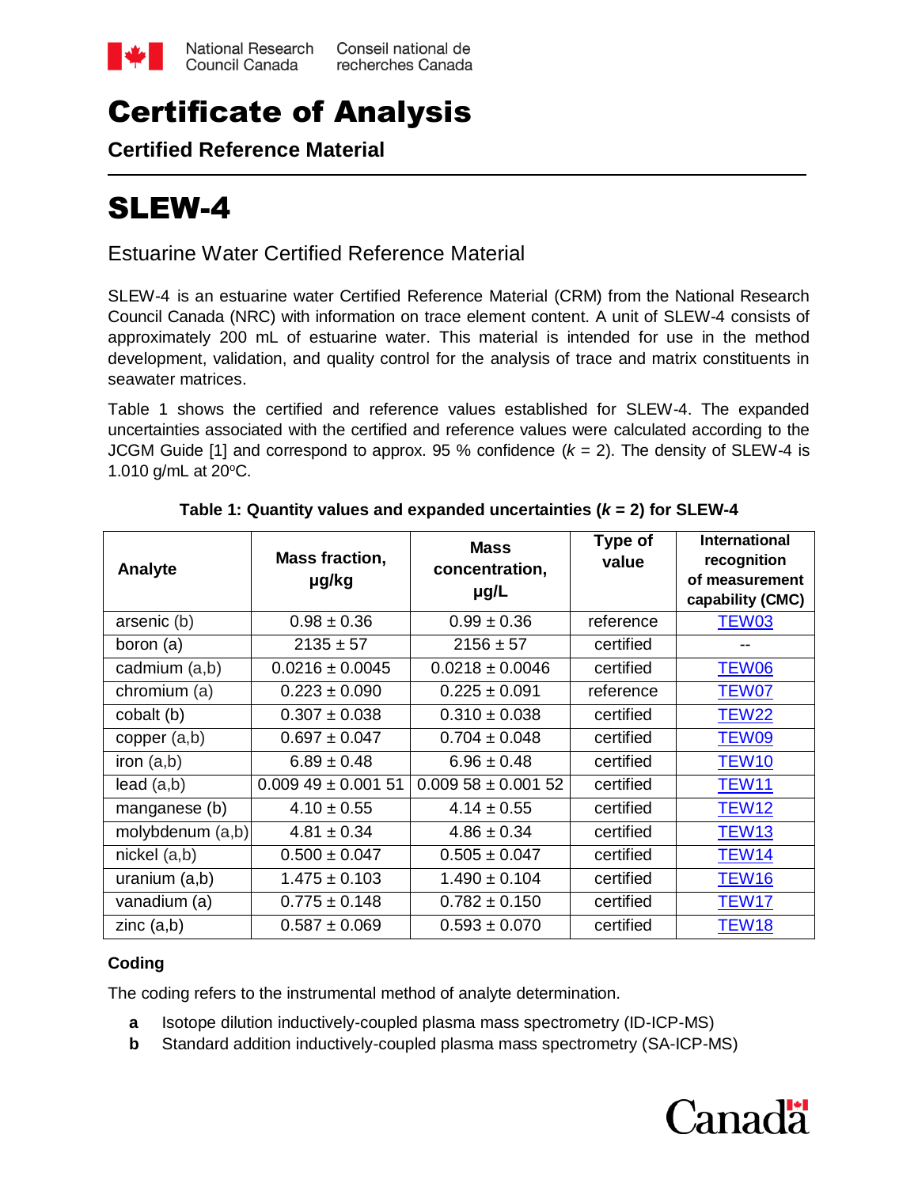National Research Council Canada | Conseil national de recherches Canada

# Certificate of Analysis

**Certified Reference Material**

# SLEW-4

## Estuarine Water Certified Reference Material

SLEW-4 is an estuarine water Certified Reference Material (CRM) from the National Research Council Canada (NRC) with information on trace element content. A unit of SLEW-4 consists of approximately 200 mL of estuarine water. This material is intended for use in the method development, validation, and quality control for the analysis of trace and matrix constituents in seawater matrices.

Table 1 shows the certified and reference values established for SLEW-4. The expanded uncertainties associated with the certified and reference values were calculated according to the JCGM Guide [1] and correspond to approx. 95 % confidence ($k$ = 2). The density of SLEW-4 is 1.010 g/mL at 20°C.

**Table 1: Quantity values and expanded uncertainties ($k$ = 2) for SLEW-4**

| Analyte | Mass fraction, µg/kg | Mass concentration, µg/L | Type of value | International recognition of measurement capability (CMC) |
|---|---|---|---|---|
| arsenic (b) | 0.98 ± 0.36 | 0.99 ± 0.36 | reference | TEW03 |
| boron (a) | 2135 ± 57 | 2156 ± 57 | certified | -- |
| cadmium (a,b) | 0.0216 ± 0.0045 | 0.0218 ± 0.0046 | certified | TEW06 |
| chromium (a) | 0.223 ± 0.090 | 0.225 ± 0.091 | reference | TEW07 |
| cobalt (b) | 0.307 ± 0.038 | 0.310 ± 0.038 | certified | TEW22 |
| copper (a,b) | 0.697 ± 0.047 | 0.704 ± 0.048 | certified | TEW09 |
| iron (a,b) | 6.89 ± 0.48 | 6.96 ± 0.48 | certified | TEW10 |
| lead (a,b) | 0.009 49 ± 0.001 51 | 0.009 58 ± 0.001 52 | certified | TEW11 |
| manganese (b) | 4.10 ± 0.55 | 4.14 ± 0.55 | certified | TEW12 |
| molybdenum (a,b) | 4.81 ± 0.34 | 4.86 ± 0.34 | certified | TEW13 |
| nickel (a,b) | 0.500 ± 0.047 | 0.505 ± 0.047 | certified | TEW14 |
| uranium (a,b) | 1.475 ± 0.103 | 1.490 ± 0.104 | certified | TEW16 |
| vanadium (a) | 0.775 ± 0.148 | 0.782 ± 0.150 | certified | TEW17 |
| zinc (a,b) | 0.587 ± 0.069 | 0.593 ± 0.070 | certified | TEW18 |

### Coding

The coding refers to the instrumental method of analyte determination.

- **a** Isotope dilution inductively-coupled plasma mass spectrometry (ID-ICP-MS)
- **b** Standard addition inductively-coupled plasma mass spectrometry (SA-ICP-MS)

Canada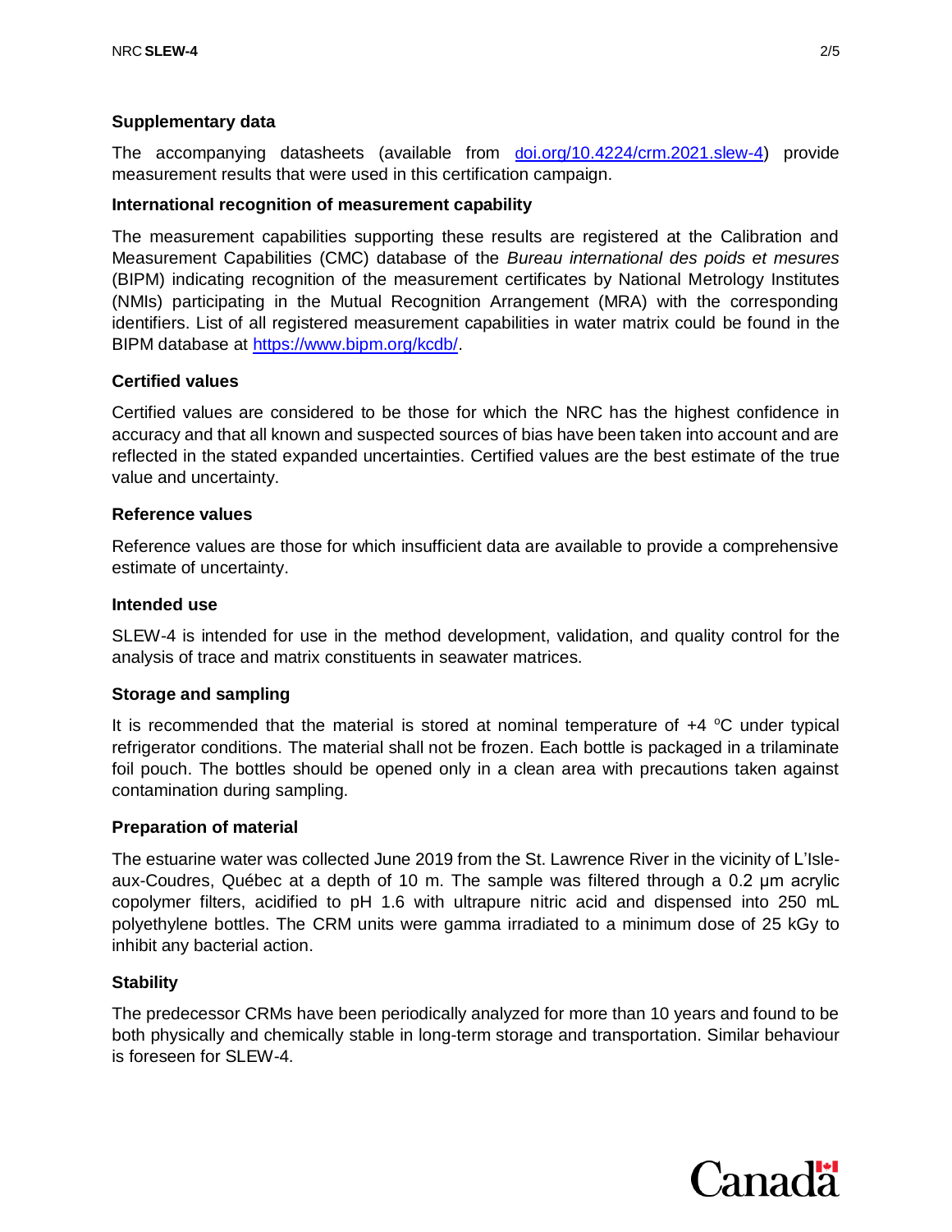### Supplementary data

The accompanying datasheets (available from [doi.org/10.4224/crm.2021.slew-4](https://doi.org/10.4224/crm.2021.slew-4)) provide measurement results that were used in this certification campaign.

### International recognition of measurement capability

The measurement capabilities supporting these results are registered at the Calibration and Measurement Capabilities (CMC) database of the *Bureau international des poids et mesures* (BIPM) indicating recognition of the measurement certificates by National Metrology Institutes (NMIs) participating in the Mutual Recognition Arrangement (MRA) with the corresponding identifiers. List of all registered measurement capabilities in water matrix could be found in the BIPM database at [https://www.bipm.org/kcdb/](https://www.bipm.org/kcdb/).

### Certified values

Certified values are considered to be those for which the NRC has the highest confidence in accuracy and that all known and suspected sources of bias have been taken into account and are reflected in the stated expanded uncertainties. Certified values are the best estimate of the true value and uncertainty.

### Reference values

Reference values are those for which insufficient data are available to provide a comprehensive estimate of uncertainty.

### Intended use

SLEW-4 is intended for use in the method development, validation, and quality control for the analysis of trace and matrix constituents in seawater matrices.

### Storage and sampling

It is recommended that the material is stored at nominal temperature of +4 °C under typical refrigerator conditions. The material shall not be frozen. Each bottle is packaged in a trilaminate foil pouch. The bottles should be opened only in a clean area with precautions taken against contamination during sampling.

### Preparation of material

The estuarine water was collected June 2019 from the St. Lawrence River in the vicinity of L'Isle-aux-Coudres, Québec at a depth of 10 m. The sample was filtered through a 0.2 µm acrylic copolymer filters, acidified to pH 1.6 with ultrapure nitric acid and dispensed into 250 mL polyethylene bottles. The CRM units were gamma irradiated to a minimum dose of 25 kGy to inhibit any bacterial action.

### Stability

The predecessor CRMs have been periodically analyzed for more than 10 years and found to be both physically and chemically stable in long-term storage and transportation. Similar behaviour is foreseen for SLEW-4.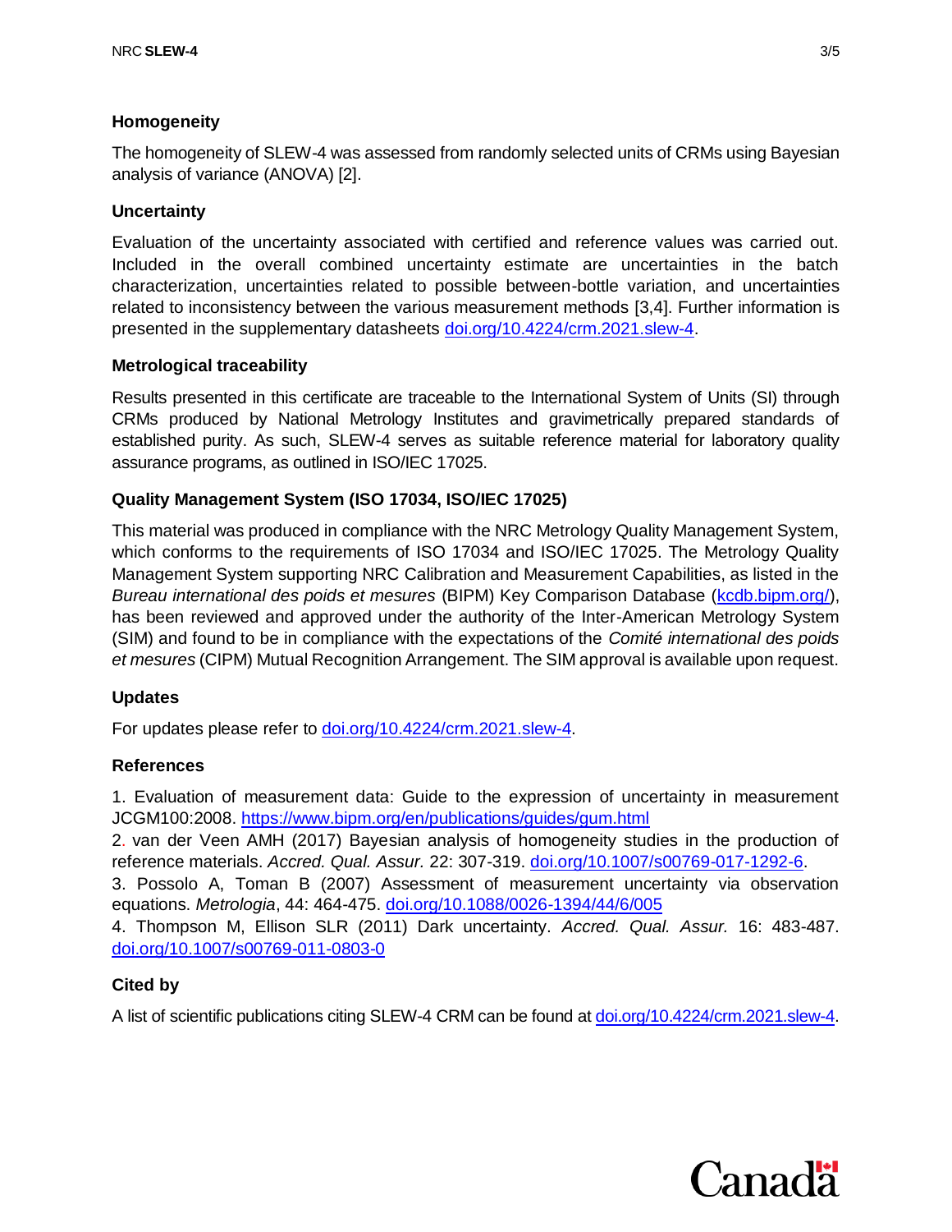### Homogeneity

The homogeneity of SLEW-4 was assessed from randomly selected units of CRMs using Bayesian analysis of variance (ANOVA) [2].

### Uncertainty

Evaluation of the uncertainty associated with certified and reference values was carried out. Included in the overall combined uncertainty estimate are uncertainties in the batch characterization, uncertainties related to possible between-bottle variation, and uncertainties related to inconsistency between the various measurement methods [3,4]. Further information is presented in the supplementary datasheets doi.org/10.4224/crm.2021.slew-4.

### Metrological traceability

Results presented in this certificate are traceable to the International System of Units (SI) through CRMs produced by National Metrology Institutes and gravimetrically prepared standards of established purity. As such, SLEW-4 serves as suitable reference material for laboratory quality assurance programs, as outlined in ISO/IEC 17025.

### Quality Management System (ISO 17034, ISO/IEC 17025)

This material was produced in compliance with the NRC Metrology Quality Management System, which conforms to the requirements of ISO 17034 and ISO/IEC 17025. The Metrology Quality Management System supporting NRC Calibration and Measurement Capabilities, as listed in the *Bureau international des poids et mesures* (BIPM) Key Comparison Database (kcdb.bipm.org/), has been reviewed and approved under the authority of the Inter-American Metrology System (SIM) and found to be in compliance with the expectations of the *Comité international des poids et mesures* (CIPM) Mutual Recognition Arrangement. The SIM approval is available upon request.

### Updates

For updates please refer to doi.org/10.4224/crm.2021.slew-4.

### References

1. Evaluation of measurement data: Guide to the expression of uncertainty in measurement JCGM100:2008. https://www.bipm.org/en/publications/guides/gum.html
2. van der Veen AMH (2017) Bayesian analysis of homogeneity studies in the production of reference materials. *Accred. Qual. Assur.* 22: 307-319. doi.org/10.1007/s00769-017-1292-6.
3. Possolo A, Toman B (2007) Assessment of measurement uncertainty via observation equations. *Metrologia*, 44: 464-475. doi.org/10.1088/0026-1394/44/6/005
4. Thompson M, Ellison SLR (2011) Dark uncertainty. *Accred. Qual. Assur.* 16: 483-487. doi.org/10.1007/s00769-011-0803-0

### Cited by

A list of scientific publications citing SLEW-4 CRM can be found at doi.org/10.4224/crm.2021.slew-4.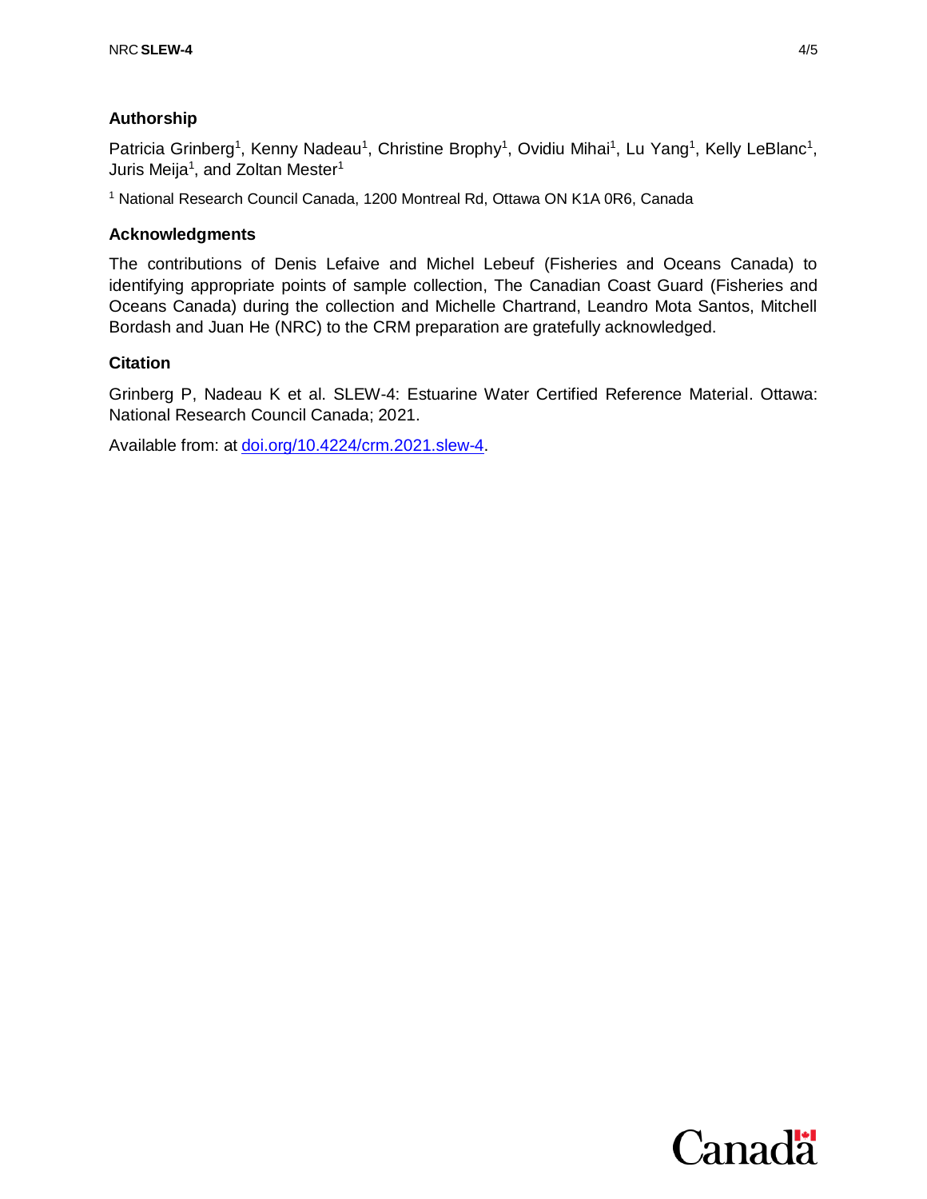## Authorship

Patricia Grinberg[1], Kenny Nadeau[1], Christine Brophy[1], Ovidiu Mihai[1], Lu Yang[1], Kelly LeBlanc[1], Juris Meija[1], and Zoltan Mester[1]

[1] National Research Council Canada, 1200 Montreal Rd, Ottawa ON K1A 0R6, Canada

## Acknowledgments

The contributions of Denis Lefaive and Michel Lebeuf (Fisheries and Oceans Canada) to identifying appropriate points of sample collection, The Canadian Coast Guard (Fisheries and Oceans Canada) during the collection and Michelle Chartrand, Leandro Mota Santos, Mitchell Bordash and Juan He (NRC) to the CRM preparation are gratefully acknowledged.

## Citation

Grinberg P, Nadeau K et al. SLEW-4: Estuarine Water Certified Reference Material. Ottawa: National Research Council Canada; 2021.

Available from: at doi.org/10.4224/crm.2021.slew-4.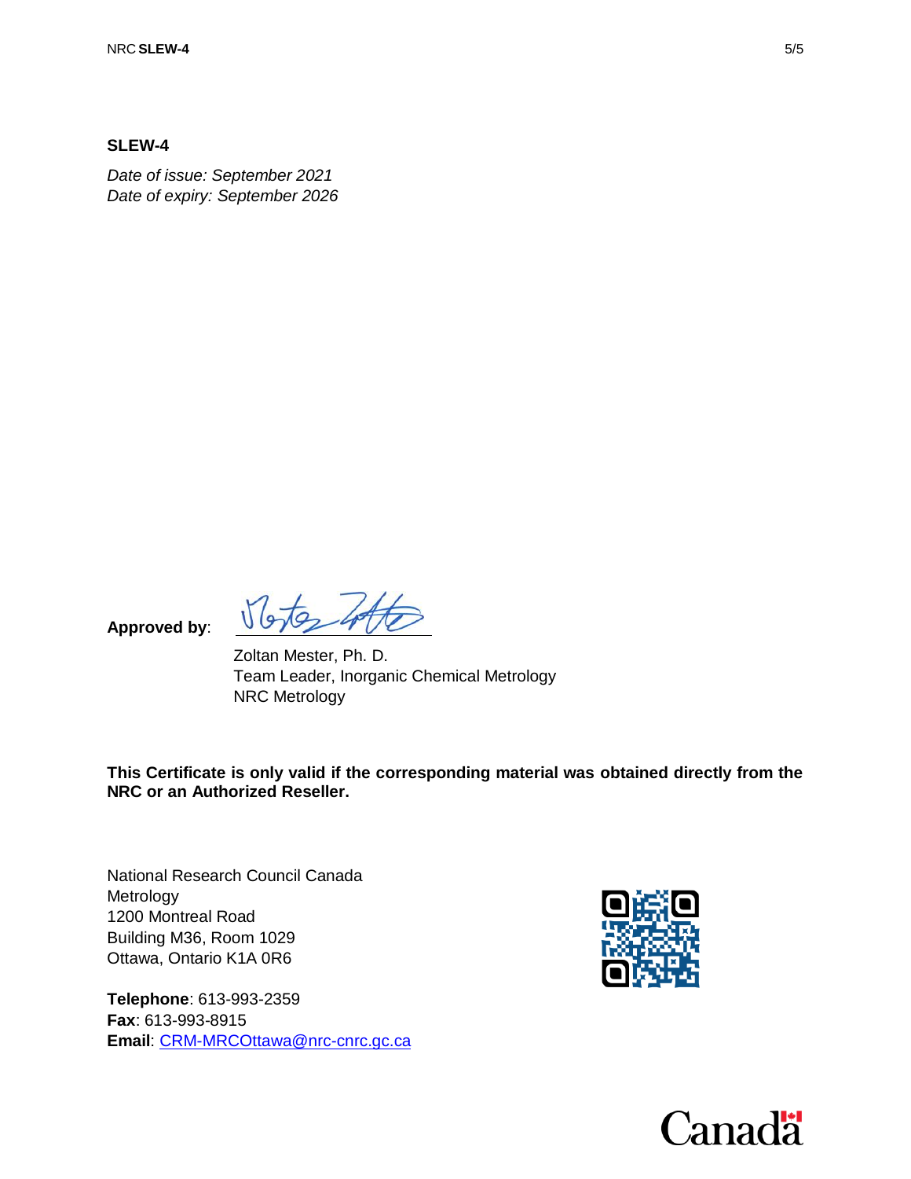**SLEW-4**

*Date of issue: September 2021*
*Date of expiry: September 2026*

**Approved by**:

Zoltan Mester, Ph. D.
Team Leader, Inorganic Chemical Metrology
NRC Metrology

**This Certificate is only valid if the corresponding material was obtained directly from the NRC or an Authorized Reseller.**

National Research Council Canada
Metrology
1200 Montreal Road
Building M36, Room 1029
Ottawa, Ontario K1A 0R6

**Telephone**: 613-993-2359
**Fax**: 613-993-8915
**Email**: CRM-MRCOttawa@nrc-cnrc.gc.ca

Canada